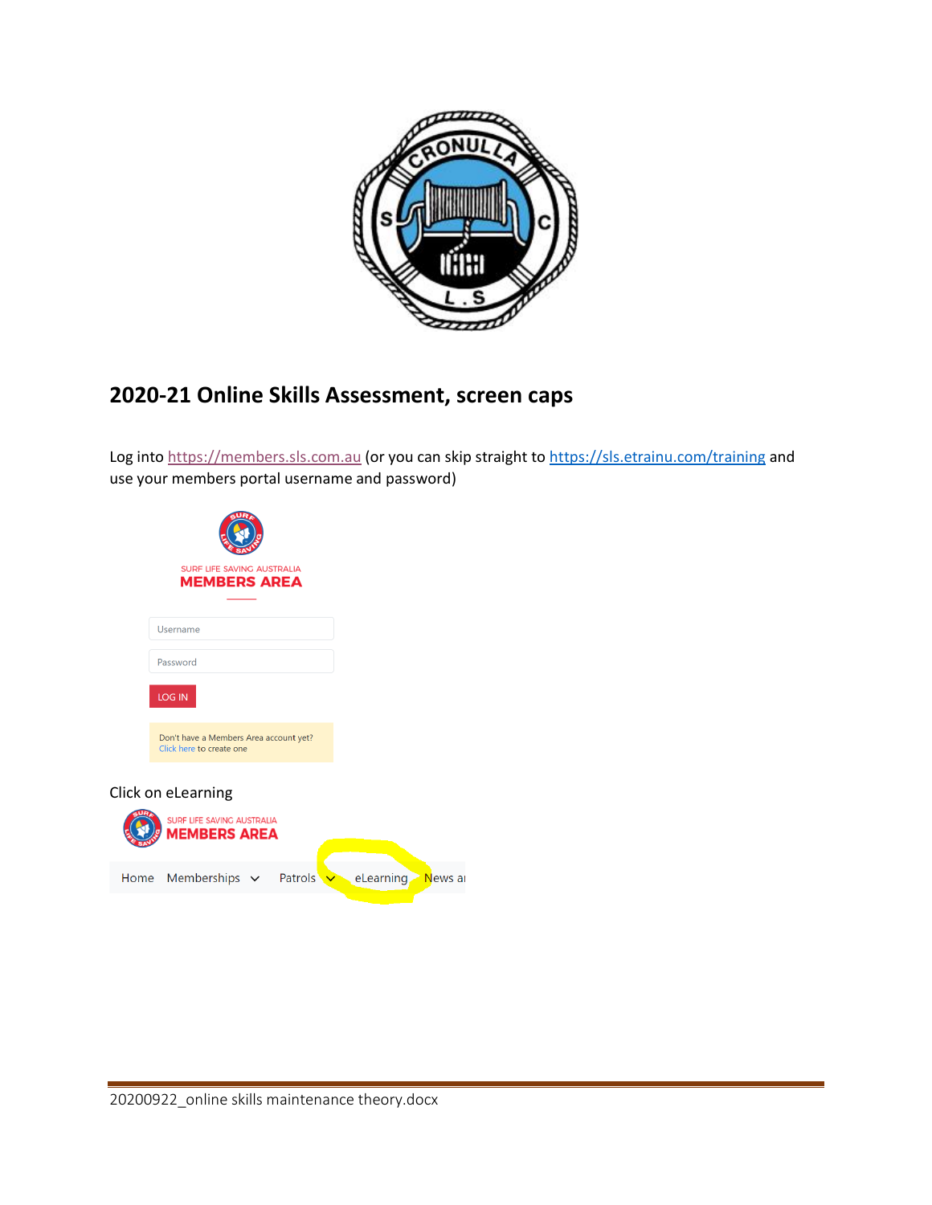## 2020-21 Online Skills Assessment, screen caps

Log into https://members.sls.com.au (or you can skip straight to https://sls.etrainu.com/training and use your members portal username and password)

Click on eLearning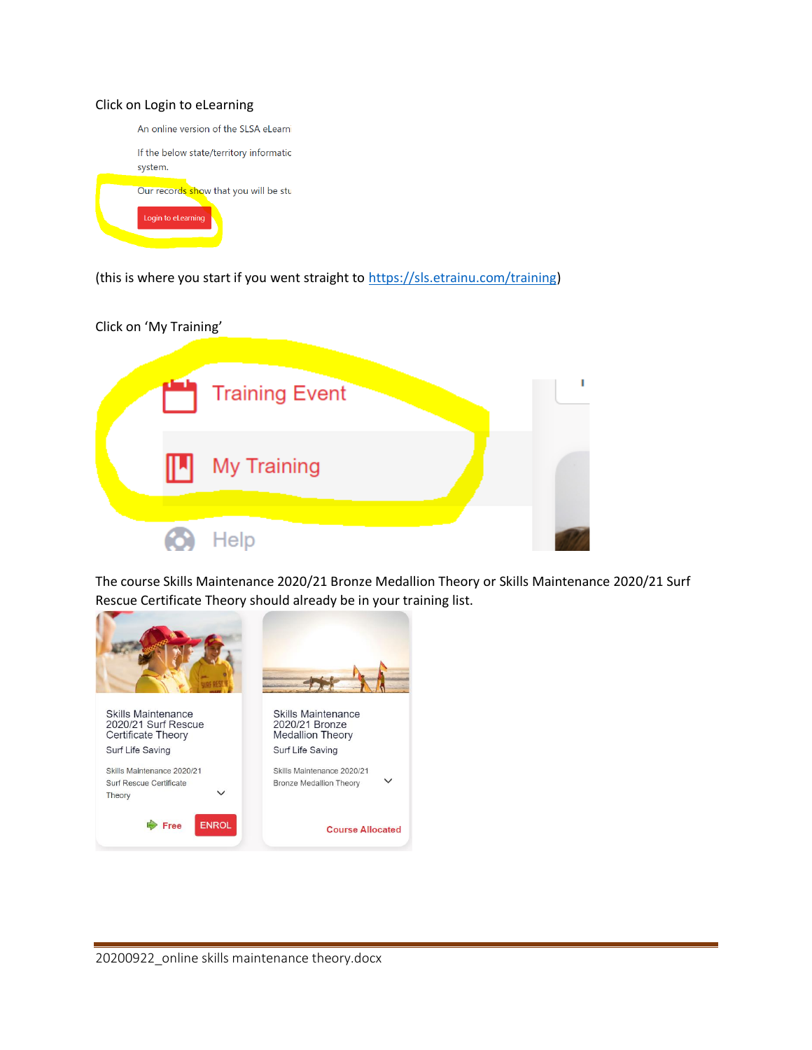Click on Login to eLearning

An online version of the SLSA eLearn

If the below state/territory informatic system.

Our records show that you will be stu

Login to eLearning

(this is where you start if you went straight to https://sls.etrainu.com/training)

Click on 'My Training'

Training Event

My Training

Help

The course Skills Maintenance 2020/21 Bronze Medallion Theory or Skills Maintenance 2020/21 Surf Rescue Certificate Theory should already be in your training list.

Skills Maintenance 2020/21 Surf Rescue Certificate Theory
Surf Life Saving
Skills Maintenance 2020/21 Surf Rescue Certificate Theory
Free ENROL

Skills Maintenance 2020/21 Bronze Medallion Theory
Surf Life Saving
Skills Maintenance 2020/21 Bronze Medallion Theory
Course Allocated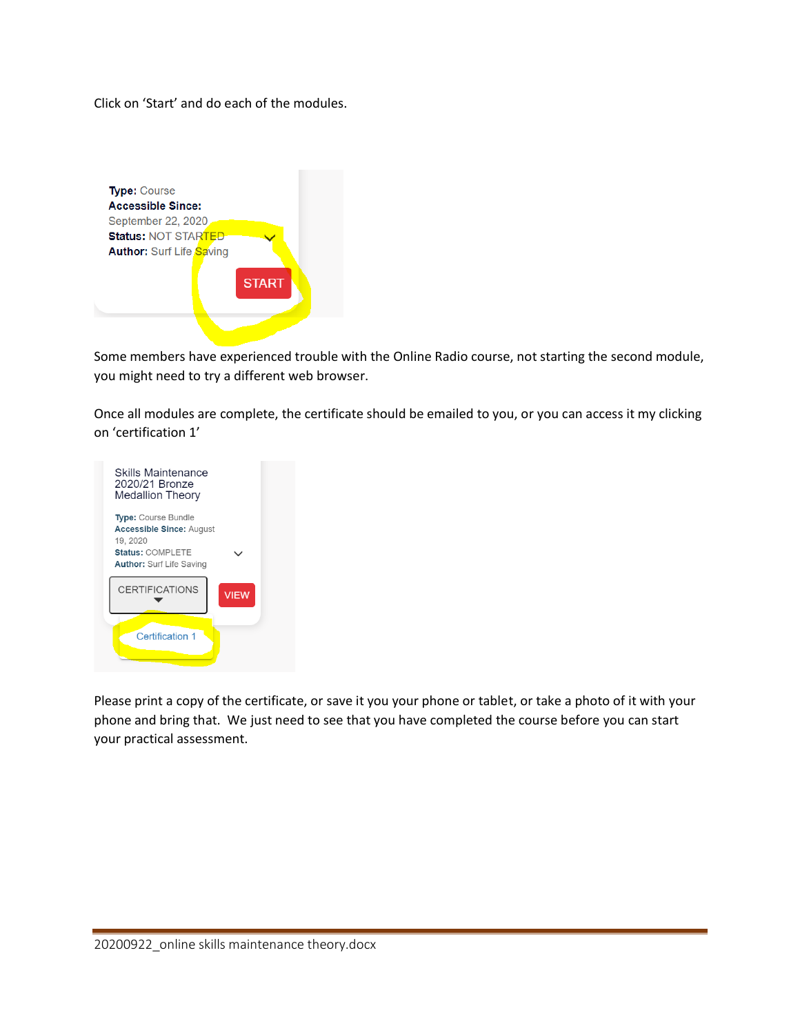Click on 'Start' and do each of the modules.

**Type:** Course
**Accessible Since:**
September 22, 2020
**Status:** NOT STARTED
**Author:** Surf Life Saving

START

Some members have experienced trouble with the Online Radio course, not starting the second module, you might need to try a different web browser.

Once all modules are complete, the certificate should be emailed to you, or you can access it my clicking on 'certification 1'

Skills Maintenance 2020/21 Bronze Medallion Theory

**Type:** Course Bundle
**Accessible Since:** August 19, 2020
**Status:** COMPLETE
**Author:** Surf Life Saving

CERTIFICATIONS

VIEW

Certification 1

Please print a copy of the certificate, or save it you your phone or tablet, or take a photo of it with your phone and bring that. We just need to see that you have completed the course before you can start your practical assessment.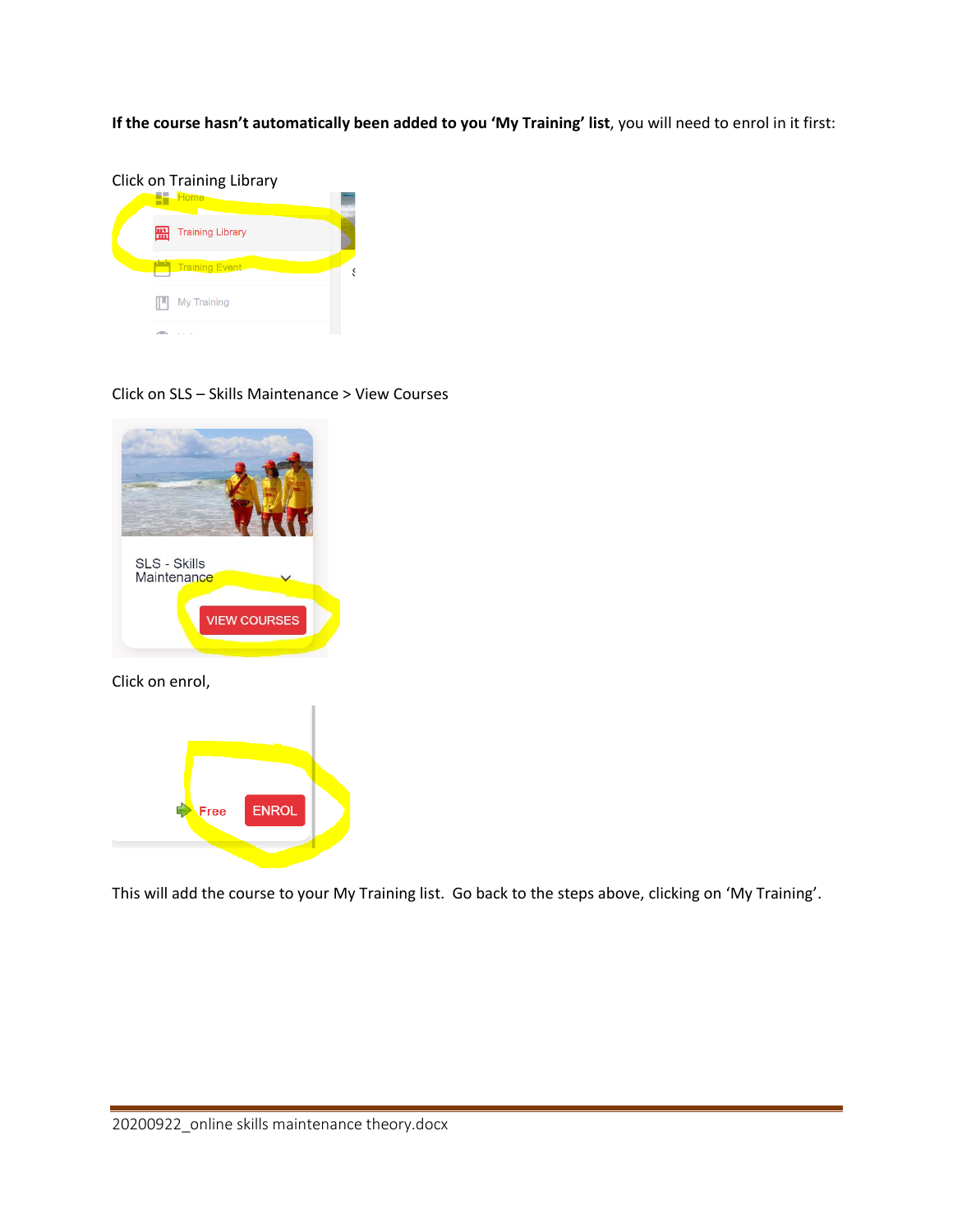**If the course hasn't automatically been added to you 'My Training' list**, you will need to enrol in it first:

Click on Training Library

Click on SLS – Skills Maintenance > View Courses

Click on enrol,

This will add the course to your My Training list. Go back to the steps above, clicking on 'My Training'.